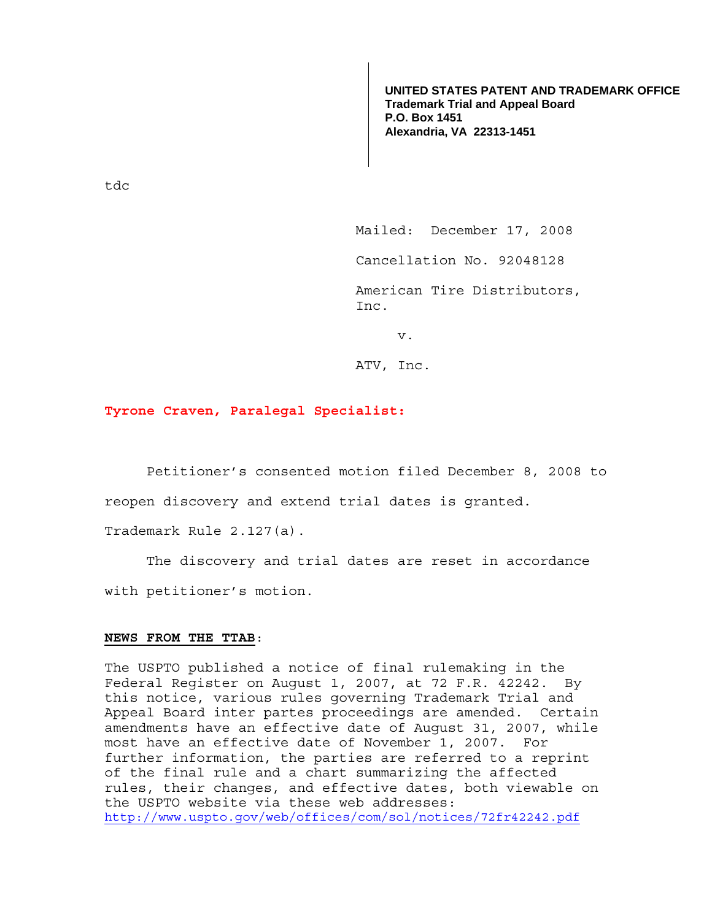**UNITED STATES PATENT AND TRADEMARK OFFICE**
**Trademark Trial and Appeal Board**
**P.O. Box 1451**
**Alexandria, VA 22313-1451**

tdc

Mailed: December 17, 2008

Cancellation No. 92048128

American Tire Distributors, Inc.

v.

ATV, Inc.

**Tyrone Craven, Paralegal Specialist:**

Petitioner's consented motion filed December 8, 2008 to reopen discovery and extend trial dates is granted. Trademark Rule 2.127(a).

The discovery and trial dates are reset in accordance with petitioner's motion.

**NEWS FROM THE TTAB**:

The USPTO published a notice of final rulemaking in the Federal Register on August 1, 2007, at 72 F.R. 42242. By this notice, various rules governing Trademark Trial and Appeal Board inter partes proceedings are amended. Certain amendments have an effective date of August 31, 2007, while most have an effective date of November 1, 2007. For further information, the parties are referred to a reprint of the final rule and a chart summarizing the affected rules, their changes, and effective dates, both viewable on the USPTO website via these web addresses:
http://www.uspto.gov/web/offices/com/sol/notices/72fr42242.pdf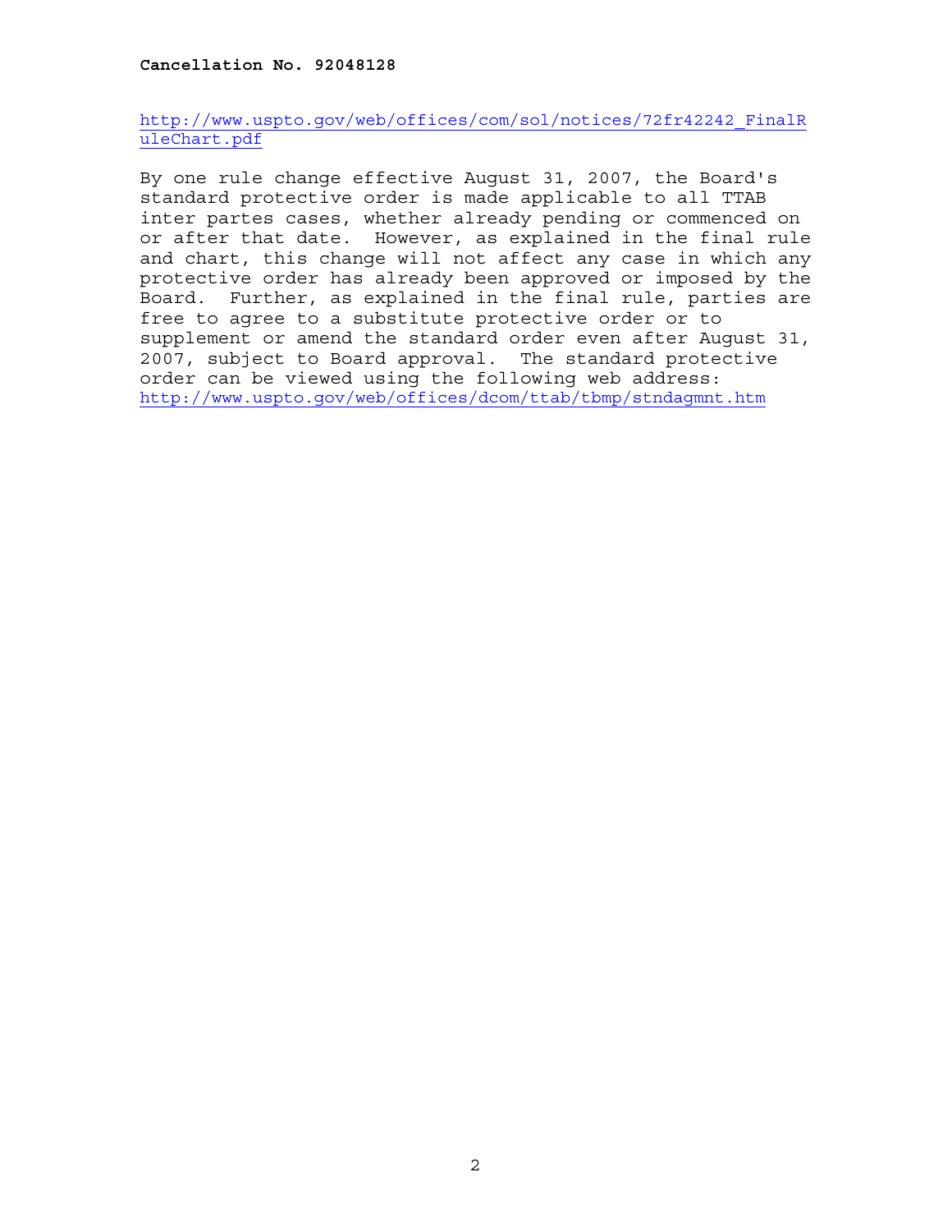http://www.uspto.gov/web/offices/com/sol/notices/72fr42242_FinalRuleChart.pdf

By one rule change effective August 31, 2007, the Board's standard protective order is made applicable to all TTAB inter partes cases, whether already pending or commenced on or after that date. However, as explained in the final rule and chart, this change will not affect any case in which any protective order has already been approved or imposed by the Board. Further, as explained in the final rule, parties are free to agree to a substitute protective order or to supplement or amend the standard order even after August 31, 2007, subject to Board approval. The standard protective order can be viewed using the following web address: http://www.uspto.gov/web/offices/dcom/ttab/tbmp/stndagmnt.htm